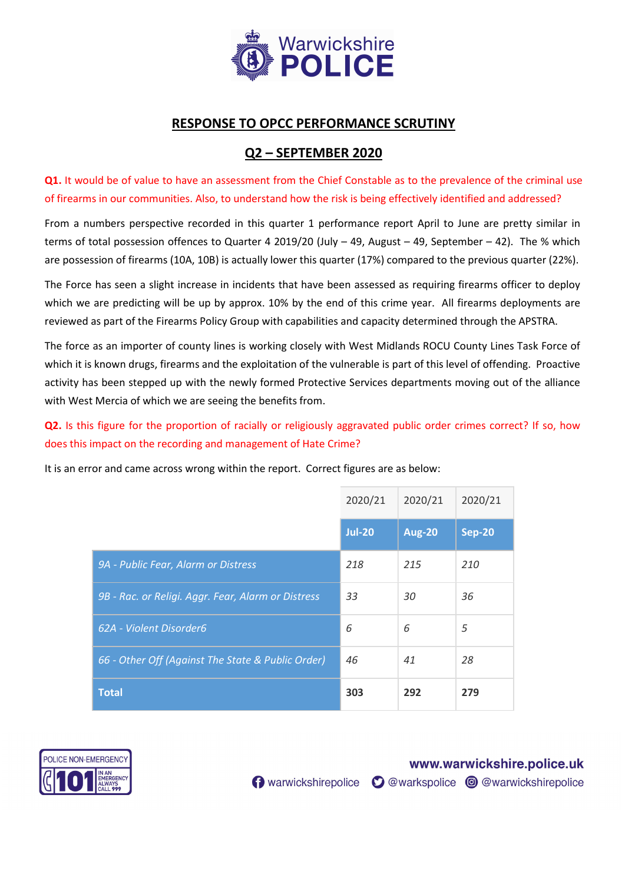## RESPONSE TO OPCC PERFORMANCE SCRUTINY

## Q2 – SEPTEMBER 2020

**Q1.** It would be of value to have an assessment from the Chief Constable as to the prevalence of the criminal use of firearms in our communities. Also, to understand how the risk is being effectively identified and addressed?

From a numbers perspective recorded in this quarter 1 performance report April to June are pretty similar in terms of total possession offences to Quarter 4 2019/20 (July – 49, August – 49, September – 42). The % which are possession of firearms (10A, 10B) is actually lower this quarter (17%) compared to the previous quarter (22%).

The Force has seen a slight increase in incidents that have been assessed as requiring firearms officer to deploy which we are predicting will be up by approx. 10% by the end of this crime year. All firearms deployments are reviewed as part of the Firearms Policy Group with capabilities and capacity determined through the APSTRA.

The force as an importer of county lines is working closely with West Midlands ROCU County Lines Task Force of which it is known drugs, firearms and the exploitation of the vulnerable is part of this level of offending. Proactive activity has been stepped up with the newly formed Protective Services departments moving out of the alliance with West Mercia of which we are seeing the benefits from.

**Q2.** Is this figure for the proportion of racially or religiously aggravated public order crimes correct? If so, how does this impact on the recording and management of Hate Crime?

It is an error and came across wrong within the report. Correct figures are as below:

| | 2020/21 | 2020/21 | 2020/21 |
|---|---|---|---|
| | **Jul-20** | **Aug-20** | **Sep-20** |
| *9A - Public Fear, Alarm or Distress* | *218* | *215* | *210* |
| *9B - Rac. or Religi. Aggr. Fear, Alarm or Distress* | *33* | *30* | *36* |
| *62A - Violent Disorder6* | *6* | *6* | *5* |
| *66 - Other Off (Against The State & Public Order)* | *46* | *41* | *28* |
| **Total** | **303** | **292** | **279** |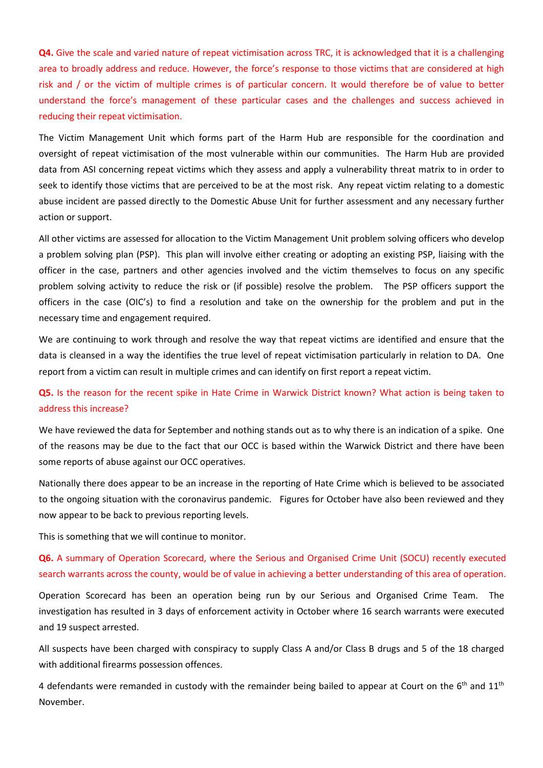**Q4.** Give the scale and varied nature of repeat victimisation across TRC, it is acknowledged that it is a challenging area to broadly address and reduce. However, the force's response to those victims that are considered at high risk and / or the victim of multiple crimes is of particular concern. It would therefore be of value to better understand the force's management of these particular cases and the challenges and success achieved in reducing their repeat victimisation.

The Victim Management Unit which forms part of the Harm Hub are responsible for the coordination and oversight of repeat victimisation of the most vulnerable within our communities. The Harm Hub are provided data from ASI concerning repeat victims which they assess and apply a vulnerability threat matrix to in order to seek to identify those victims that are perceived to be at the most risk. Any repeat victim relating to a domestic abuse incident are passed directly to the Domestic Abuse Unit for further assessment and any necessary further action or support.

All other victims are assessed for allocation to the Victim Management Unit problem solving officers who develop a problem solving plan (PSP). This plan will involve either creating or adopting an existing PSP, liaising with the officer in the case, partners and other agencies involved and the victim themselves to focus on any specific problem solving activity to reduce the risk or (if possible) resolve the problem. The PSP officers support the officers in the case (OIC's) to find a resolution and take on the ownership for the problem and put in the necessary time and engagement required.

We are continuing to work through and resolve the way that repeat victims are identified and ensure that the data is cleansed in a way the identifies the true level of repeat victimisation particularly in relation to DA. One report from a victim can result in multiple crimes and can identify on first report a repeat victim.

**Q5.** Is the reason for the recent spike in Hate Crime in Warwick District known? What action is being taken to address this increase?

We have reviewed the data for September and nothing stands out as to why there is an indication of a spike. One of the reasons may be due to the fact that our OCC is based within the Warwick District and there have been some reports of abuse against our OCC operatives.

Nationally there does appear to be an increase in the reporting of Hate Crime which is believed to be associated to the ongoing situation with the coronavirus pandemic. Figures for October have also been reviewed and they now appear to be back to previous reporting levels.

This is something that we will continue to monitor.

**Q6.** A summary of Operation Scorecard, where the Serious and Organised Crime Unit (SOCU) recently executed search warrants across the county, would be of value in achieving a better understanding of this area of operation.

Operation Scorecard has been an operation being run by our Serious and Organised Crime Team. The investigation has resulted in 3 days of enforcement activity in October where 16 search warrants were executed and 19 suspect arrested.

All suspects have been charged with conspiracy to supply Class A and/or Class B drugs and 5 of the 18 charged with additional firearms possession offences.

4 defendants were remanded in custody with the remainder being bailed to appear at Court on the 6th and 11th November.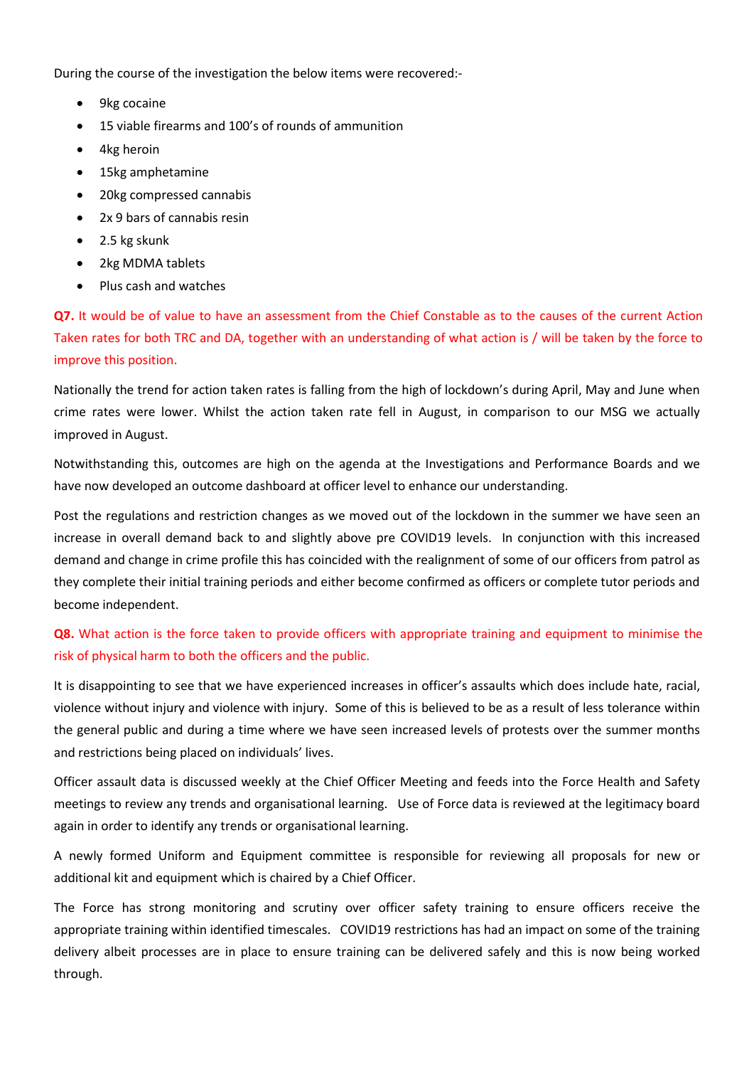During the course of the investigation the below items were recovered:-

- 9kg cocaine
- 15 viable firearms and 100's of rounds of ammunition
- 4kg heroin
- 15kg amphetamine
- 20kg compressed cannabis
- 2x 9 bars of cannabis resin
- 2.5 kg skunk
- 2kg MDMA tablets
- Plus cash and watches

**Q7.** It would be of value to have an assessment from the Chief Constable as to the causes of the current Action Taken rates for both TRC and DA, together with an understanding of what action is / will be taken by the force to improve this position.

Nationally the trend for action taken rates is falling from the high of lockdown's during April, May and June when crime rates were lower. Whilst the action taken rate fell in August, in comparison to our MSG we actually improved in August.

Notwithstanding this, outcomes are high on the agenda at the Investigations and Performance Boards and we have now developed an outcome dashboard at officer level to enhance our understanding.

Post the regulations and restriction changes as we moved out of the lockdown in the summer we have seen an increase in overall demand back to and slightly above pre COVID19 levels. In conjunction with this increased demand and change in crime profile this has coincided with the realignment of some of our officers from patrol as they complete their initial training periods and either become confirmed as officers or complete tutor periods and become independent.

**Q8.** What action is the force taken to provide officers with appropriate training and equipment to minimise the risk of physical harm to both the officers and the public.

It is disappointing to see that we have experienced increases in officer's assaults which does include hate, racial, violence without injury and violence with injury. Some of this is believed to be as a result of less tolerance within the general public and during a time where we have seen increased levels of protests over the summer months and restrictions being placed on individuals' lives.

Officer assault data is discussed weekly at the Chief Officer Meeting and feeds into the Force Health and Safety meetings to review any trends and organisational learning. Use of Force data is reviewed at the legitimacy board again in order to identify any trends or organisational learning.

A newly formed Uniform and Equipment committee is responsible for reviewing all proposals for new or additional kit and equipment which is chaired by a Chief Officer.

The Force has strong monitoring and scrutiny over officer safety training to ensure officers receive the appropriate training within identified timescales. COVID19 restrictions has had an impact on some of the training delivery albeit processes are in place to ensure training can be delivered safely and this is now being worked through.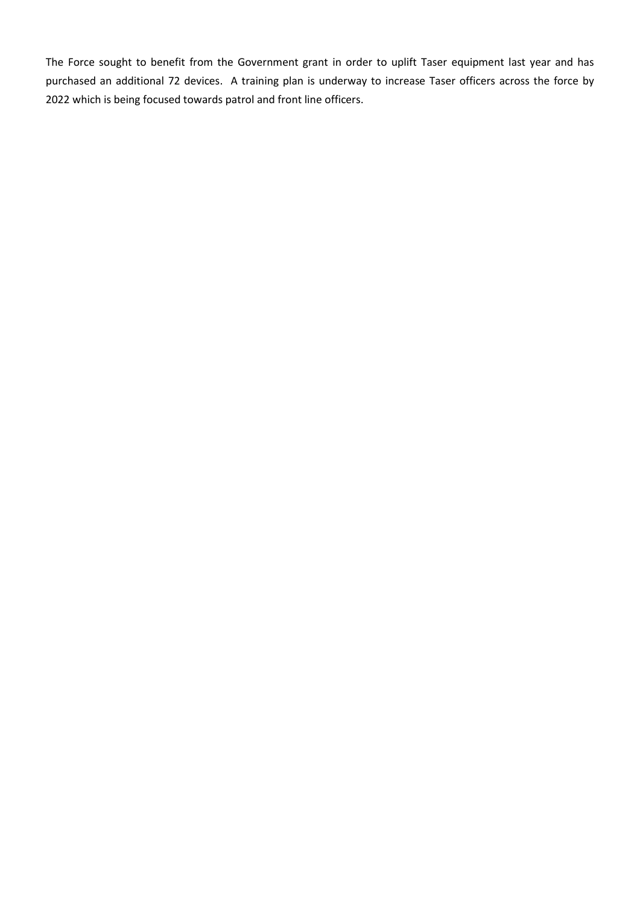The Force sought to benefit from the Government grant in order to uplift Taser equipment last year and has purchased an additional 72 devices. A training plan is underway to increase Taser officers across the force by 2022 which is being focused towards patrol and front line officers.